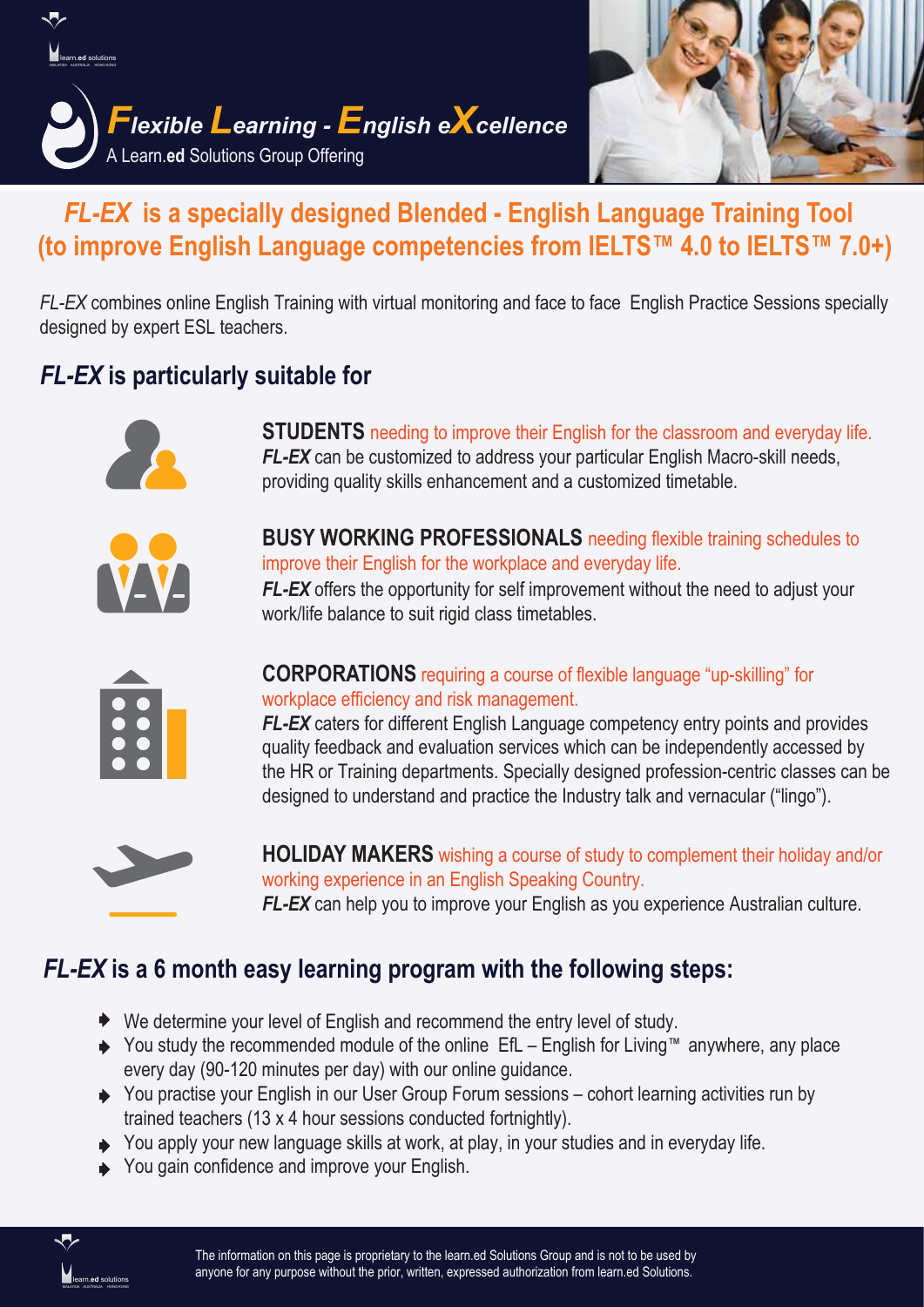# *Flexible Learning - English eXcellence*

A Learn.**ed** Solutions Group Offering

## *FL-EX* is a specially designed Blended - English Language Training Tool (to improve English Language competencies from IELTS™ 4.0 to IELTS™ 7.0+)

*FL-EX* combines online English Training with virtual monitoring and face to face English Practice Sessions specially designed by expert ESL teachers.

## *FL-EX* is particularly suitable for

**STUDENTS** needing to improve their English for the classroom and everyday life.
***FL-EX*** can be customized to address your particular English Macro-skill needs, providing quality skills enhancement and a customized timetable.

**BUSY WORKING PROFESSIONALS** needing flexible training schedules to improve their English for the workplace and everyday life.
***FL-EX*** offers the opportunity for self improvement without the need to adjust your work/life balance to suit rigid class timetables.

**CORPORATIONS** requiring a course of flexible language "up-skilling" for workplace efficiency and risk management.
***FL-EX*** caters for different English Language competency entry points and provides quality feedback and evaluation services which can be independently accessed by the HR or Training departments. Specially designed profession-centric classes can be designed to understand and practice the Industry talk and vernacular ("lingo").

**HOLIDAY MAKERS** wishing a course of study to complement their holiday and/or working experience in an English Speaking Country.
***FL-EX*** can help you to improve your English as you experience Australian culture.

## *FL-EX* is a 6 month easy learning program with the following steps:

- We determine your level of English and recommend the entry level of study.
- You study the recommended module of the online EfL – English for Living™ anywhere, any place every day (90-120 minutes per day) with our online guidance.
- You practise your English in our User Group Forum sessions – cohort learning activities run by trained teachers (13 x 4 hour sessions conducted fortnightly).
- You apply your new language skills at work, at play, in your studies and in everyday life.
- You gain confidence and improve your English.

The information on this page is proprietary to the learn.ed Solutions Group and is not to be used by anyone for any purpose without the prior, written, expressed authorization from learn.ed Solutions.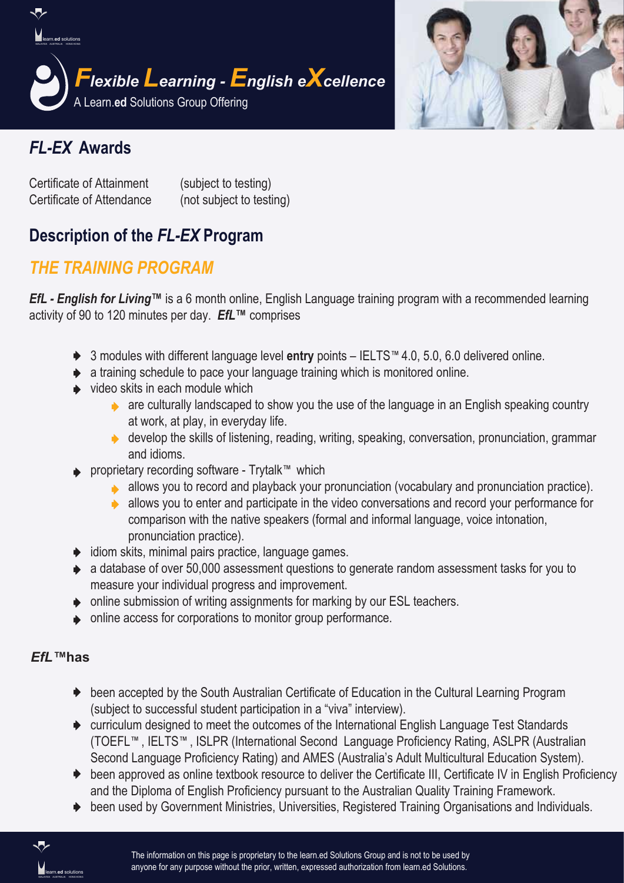# *Flexible Learning - English eXcellence*

A Learn.**ed** Solutions Group Offering

## *FL-EX* Awards

| | |
|---|---|
| Certificate of Attainment | (subject to testing) |
| Certificate of Attendance | (not subject to testing) |

## Description of the *FL-EX* Program

### *THE TRAINING PROGRAM*

***EfL - English for Living™*** is a 6 month online, English Language training program with a recommended learning activity of 90 to 120 minutes per day. ***EfL™*** comprises

- 3 modules with different language level **entry** points – IELTS™ 4.0, 5.0, 6.0 delivered online.
- a training schedule to pace your language training which is monitored online.
- video skits in each module which
  - are culturally landscaped to show you the use of the language in an English speaking country at work, at play, in everyday life.
  - develop the skills of listening, reading, writing, speaking, conversation, pronunciation, grammar and idioms.
- proprietary recording software - Trytalk™ which
  - allows you to record and playback your pronunciation (vocabulary and pronunciation practice).
  - allows you to enter and participate in the video conversations and record your performance for comparison with the native speakers (formal and informal language, voice intonation, pronunciation practice).
- idiom skits, minimal pairs practice, language games.
- a database of over 50,000 assessment questions to generate random assessment tasks for you to measure your individual progress and improvement.
- online submission of writing assignments for marking by our ESL teachers.
- online access for corporations to monitor group performance.

#### ***EfL*™has**

- been accepted by the South Australian Certificate of Education in the Cultural Learning Program (subject to successful student participation in a "viva" interview).
- curriculum designed to meet the outcomes of the International English Language Test Standards (TOEFL™ , IELTS™ , ISLPR (International Second Language Proficiency Rating, ASLPR (Australian Second Language Proficiency Rating) and AMES (Australia's Adult Multicultural Education System).
- been approved as online textbook resource to deliver the Certificate III, Certificate IV in English Proficiency and the Diploma of English Proficiency pursuant to the Australian Quality Training Framework.
- been used by Government Ministries, Universities, Registered Training Organisations and Individuals.

The information on this page is proprietary to the learn.ed Solutions Group and is not to be used by anyone for any purpose without the prior, written, expressed authorization from learn.ed Solutions.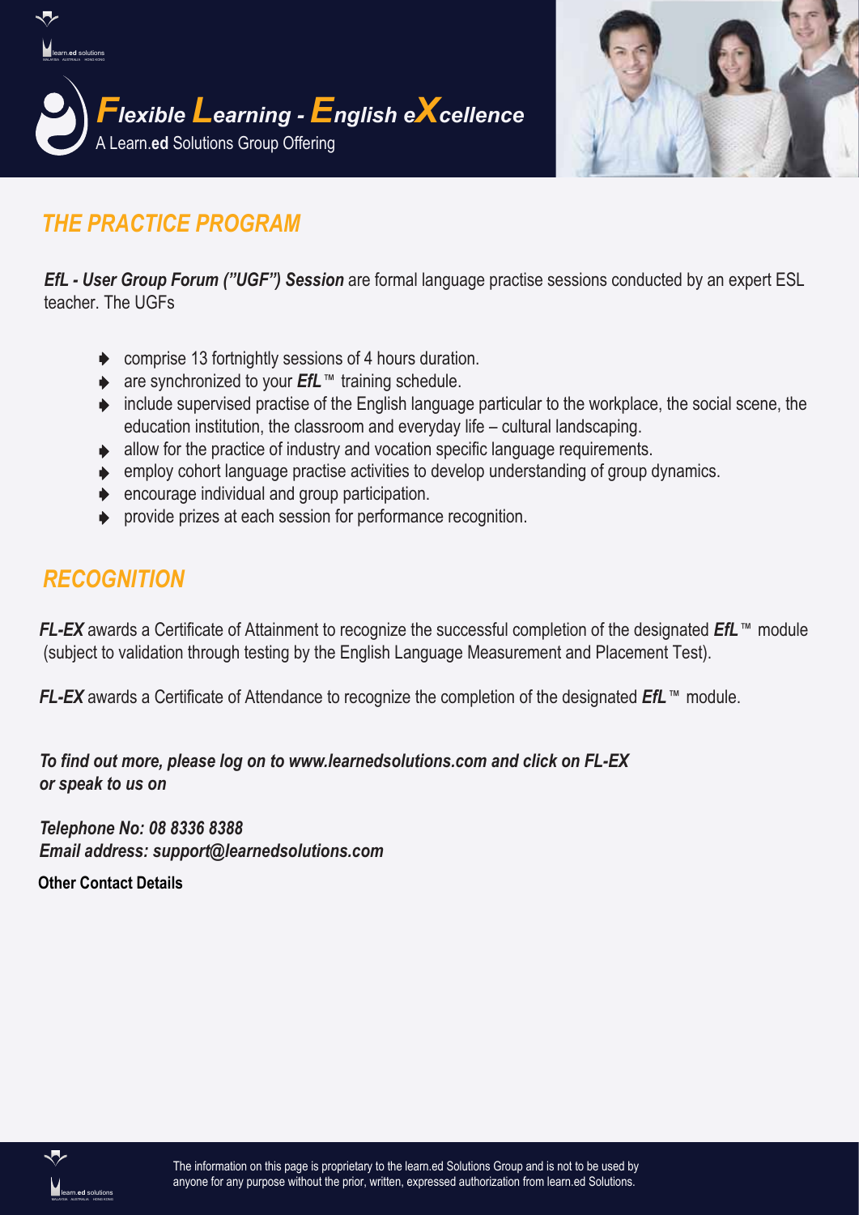# *Flexible Learning - English eXcellence*

A Learn.**ed** Solutions Group Offering

## *THE PRACTICE PROGRAM*

***EfL - User Group Forum ("UGF") Session*** are formal language practise sessions conducted by an expert ESL teacher. The UGFs

- comprise 13 fortnightly sessions of 4 hours duration.
- are synchronized to your ***EfL***™ training schedule.
- include supervised practise of the English language particular to the workplace, the social scene, the education institution, the classroom and everyday life – cultural landscaping.
- allow for the practice of industry and vocation specific language requirements.
- employ cohort language practise activities to develop understanding of group dynamics.
- encourage individual and group participation.
- provide prizes at each session for performance recognition.

## *RECOGNITION*

***FL-EX*** awards a Certificate of Attainment to recognize the successful completion of the designated ***EfL***™ module (subject to validation through testing by the English Language Measurement and Placement Test).

***FL-EX*** awards a Certificate of Attendance to recognize the completion of the designated ***EfL***™ module.

***To find out more, please log on to www.learnedsolutions.com and click on FL-EX or speak to us on***

***Telephone No: 08 8336 8388***
***Email address: support@learnedsolutions.com***

**Other Contact Details**

The information on this page is proprietary to the learn.ed Solutions Group and is not to be used by anyone for any purpose without the prior, written, expressed authorization from learn.ed Solutions.